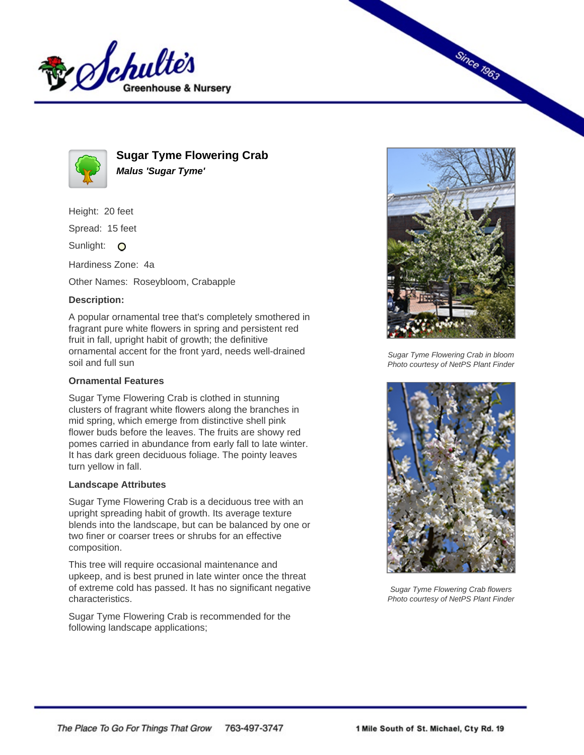# Sugar Tyme Flowering Crab

***Malus 'Sugar Tyme'***

Height: 20 feet

Spread: 15 feet

Sunlight:

Hardiness Zone: 4a

Other Names: Roseybloom, Crabapple

**Description:**

A popular ornamental tree that's completely smothered in fragrant pure white flowers in spring and persistent red fruit in fall, upright habit of growth; the definitive ornamental accent for the front yard, needs well-drained soil and full sun

### Ornamental Features

Sugar Tyme Flowering Crab is clothed in stunning clusters of fragrant white flowers along the branches in mid spring, which emerge from distinctive shell pink flower buds before the leaves. The fruits are showy red pomes carried in abundance from early fall to late winter. It has dark green deciduous foliage. The pointy leaves turn yellow in fall.

### Landscape Attributes

Sugar Tyme Flowering Crab is a deciduous tree with an upright spreading habit of growth. Its average texture blends into the landscape, but can be balanced by one or two finer or coarser trees or shrubs for an effective composition.

This tree will require occasional maintenance and upkeep, and is best pruned in late winter once the threat of extreme cold has passed. It has no significant negative characteristics.

Sugar Tyme Flowering Crab is recommended for the following landscape applications;

*Sugar Tyme Flowering Crab in bloom*
*Photo courtesy of NetPS Plant Finder*

*Sugar Tyme Flowering Crab flowers*
*Photo courtesy of NetPS Plant Finder*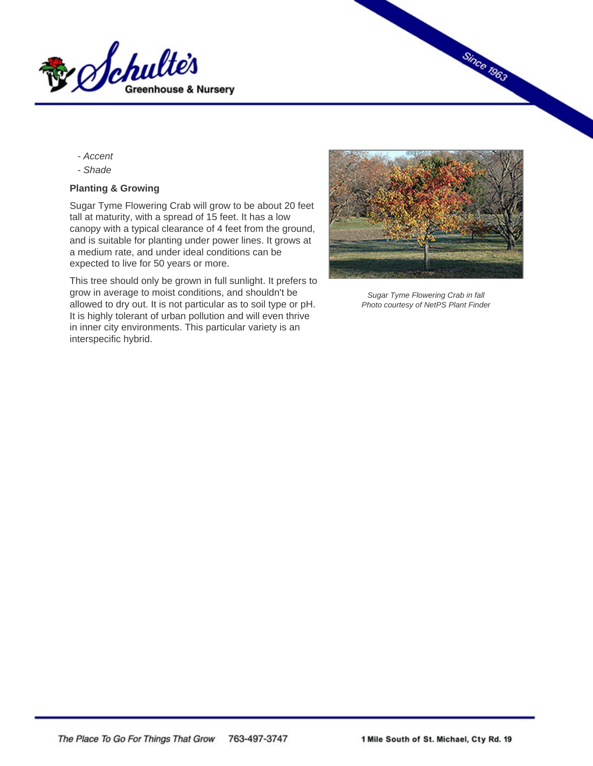- *Accent*
- *Shade*

**Planting & Growing**

Sugar Tyme Flowering Crab will grow to be about 20 feet tall at maturity, with a spread of 15 feet. It has a low canopy with a typical clearance of 4 feet from the ground, and is suitable for planting under power lines. It grows at a medium rate, and under ideal conditions can be expected to live for 50 years or more.

This tree should only be grown in full sunlight. It prefers to grow in average to moist conditions, and shouldn't be allowed to dry out. It is not particular as to soil type or pH. It is highly tolerant of urban pollution and will even thrive in inner city environments. This particular variety is an interspecific hybrid.

*Sugar Tyme Flowering Crab in fall*
*Photo courtesy of NetPS Plant Finder*